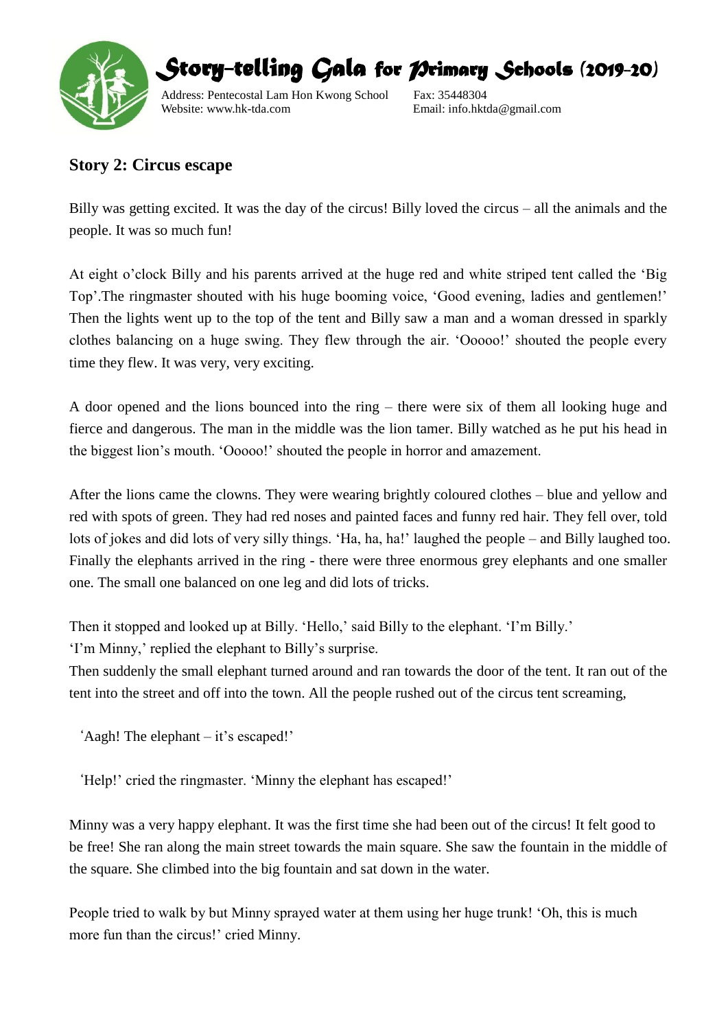# Story-telling Gala for Primary Schools (2019-20)

Address: Pentecostal Lam Hon Kwong School Fax: 35448304
Website: www.hk-tda.com Email: info.hktda@gmail.com

## Story 2: Circus escape

Billy was getting excited. It was the day of the circus! Billy loved the circus – all the animals and the people. It was so much fun!

At eight o'clock Billy and his parents arrived at the huge red and white striped tent called the 'Big Top'.The ringmaster shouted with his huge booming voice, 'Good evening, ladies and gentlemen!' Then the lights went up to the top of the tent and Billy saw a man and a woman dressed in sparkly clothes balancing on a huge swing. They flew through the air. 'Ooooo!' shouted the people every time they flew. It was very, very exciting.

A door opened and the lions bounced into the ring – there were six of them all looking huge and fierce and dangerous. The man in the middle was the lion tamer. Billy watched as he put his head in the biggest lion's mouth. 'Ooooo!' shouted the people in horror and amazement.

After the lions came the clowns. They were wearing brightly coloured clothes – blue and yellow and red with spots of green. They had red noses and painted faces and funny red hair. They fell over, told lots of jokes and did lots of very silly things. 'Ha, ha, ha!' laughed the people – and Billy laughed too. Finally the elephants arrived in the ring - there were three enormous grey elephants and one smaller one. The small one balanced on one leg and did lots of tricks.

Then it stopped and looked up at Billy. 'Hello,' said Billy to the elephant. 'I'm Billy.'
'I'm Minny,' replied the elephant to Billy's surprise.
Then suddenly the small elephant turned around and ran towards the door of the tent. It ran out of the tent into the street and off into the town. All the people rushed out of the circus tent screaming,

'Aagh! The elephant – it's escaped!'

'Help!' cried the ringmaster. 'Minny the elephant has escaped!'

Minny was a very happy elephant. It was the first time she had been out of the circus! It felt good to be free! She ran along the main street towards the main square. She saw the fountain in the middle of the square. She climbed into the big fountain and sat down in the water.

People tried to walk by but Minny sprayed water at them using her huge trunk! 'Oh, this is much more fun than the circus!' cried Minny.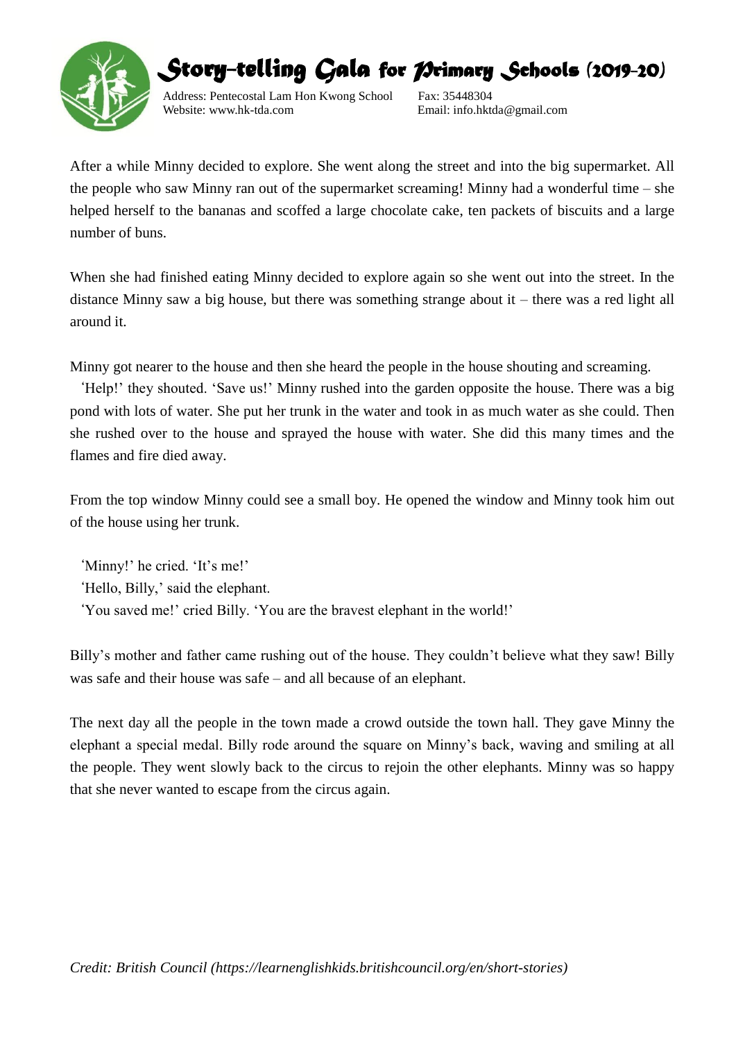After a while Minny decided to explore. She went along the street and into the big supermarket. All the people who saw Minny ran out of the supermarket screaming! Minny had a wonderful time – she helped herself to the bananas and scoffed a large chocolate cake, ten packets of biscuits and a large number of buns.

When she had finished eating Minny decided to explore again so she went out into the street. In the distance Minny saw a big house, but there was something strange about it – there was a red light all around it.

Minny got nearer to the house and then she heard the people in the house shouting and screaming.

'Help!' they shouted. 'Save us!' Minny rushed into the garden opposite the house. There was a big pond with lots of water. She put her trunk in the water and took in as much water as she could. Then she rushed over to the house and sprayed the house with water. She did this many times and the flames and fire died away.

From the top window Minny could see a small boy. He opened the window and Minny took him out of the house using her trunk.

'Minny!' he cried. 'It's me!'
'Hello, Billy,' said the elephant.
'You saved me!' cried Billy. 'You are the bravest elephant in the world!'

Billy's mother and father came rushing out of the house. They couldn't believe what they saw! Billy was safe and their house was safe – and all because of an elephant.

The next day all the people in the town made a crowd outside the town hall. They gave Minny the elephant a special medal. Billy rode around the square on Minny's back, waving and smiling at all the people. They went slowly back to the circus to rejoin the other elephants. Minny was so happy that she never wanted to escape from the circus again.

*Credit: British Council (https://learnenglishkids.britishcouncil.org/en/short-stories)*